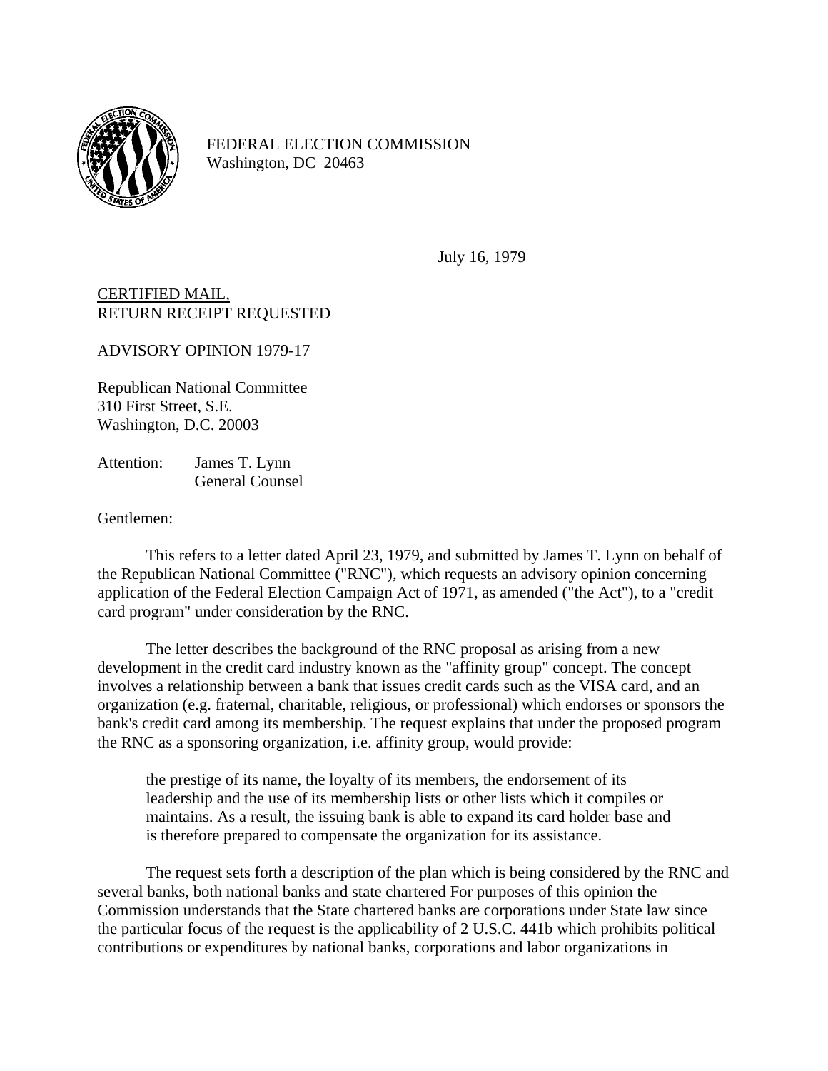FEDERAL ELECTION COMMISSION
Washington, DC 20463

July 16, 1979

CERTIFIED MAIL,
RETURN RECEIPT REQUESTED

ADVISORY OPINION 1979-17

Republican National Committee
310 First Street, S.E.
Washington, D.C. 20003

Attention: James T. Lynn
General Counsel

Gentlemen:

This refers to a letter dated April 23, 1979, and submitted by James T. Lynn on behalf of the Republican National Committee ("RNC"), which requests an advisory opinion concerning application of the Federal Election Campaign Act of 1971, as amended ("the Act"), to a "credit card program" under consideration by the RNC.

The letter describes the background of the RNC proposal as arising from a new development in the credit card industry known as the "affinity group" concept. The concept involves a relationship between a bank that issues credit cards such as the VISA card, and an organization (e.g. fraternal, charitable, religious, or professional) which endorses or sponsors the bank's credit card among its membership. The request explains that under the proposed program the RNC as a sponsoring organization, i.e. affinity group, would provide:

> the prestige of its name, the loyalty of its members, the endorsement of its leadership and the use of its membership lists or other lists which it compiles or maintains. As a result, the issuing bank is able to expand its card holder base and is therefore prepared to compensate the organization for its assistance.

The request sets forth a description of the plan which is being considered by the RNC and several banks, both national banks and state chartered For purposes of this opinion the Commission understands that the State chartered banks are corporations under State law since the particular focus of the request is the applicability of 2 U.S.C. 441b which prohibits political contributions or expenditures by national banks, corporations and labor organizations in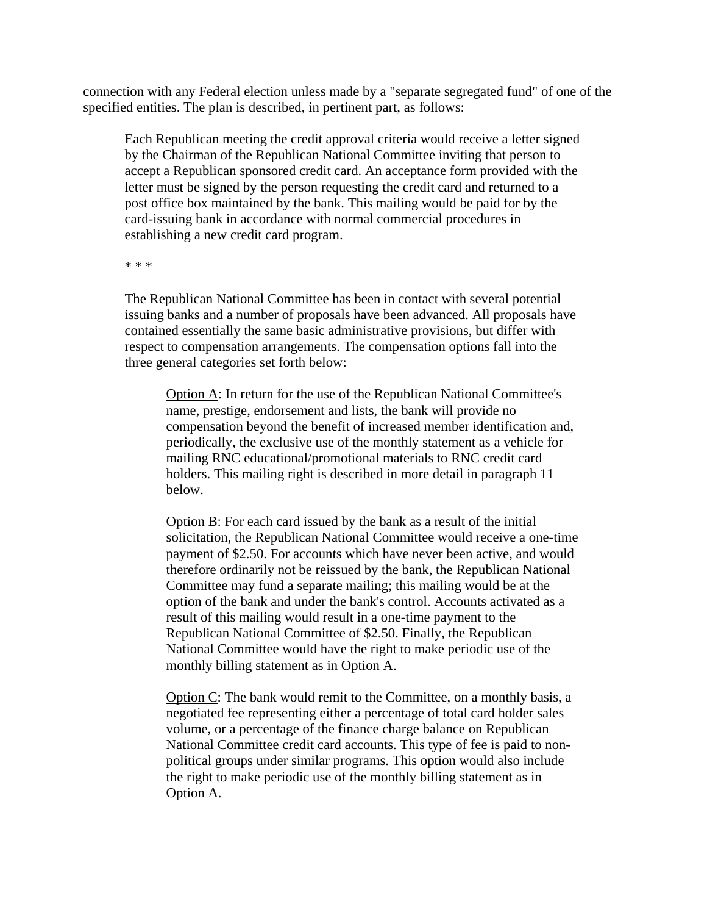connection with any Federal election unless made by a "separate segregated fund" of one of the specified entities. The plan is described, in pertinent part, as follows:

> Each Republican meeting the credit approval criteria would receive a letter signed by the Chairman of the Republican National Committee inviting that person to accept a Republican sponsored credit card. An acceptance form provided with the letter must be signed by the person requesting the credit card and returned to a post office box maintained by the bank. This mailing would be paid for by the card-issuing bank in accordance with normal commercial procedures in establishing a new credit card program.
>
> * * *
>
> The Republican National Committee has been in contact with several potential issuing banks and a number of proposals have been advanced. All proposals have contained essentially the same basic administrative provisions, but differ with respect to compensation arrangements. The compensation options fall into the three general categories set forth below:
>
>> Option A: In return for the use of the Republican National Committee's name, prestige, endorsement and lists, the bank will provide no compensation beyond the benefit of increased member identification and, periodically, the exclusive use of the monthly statement as a vehicle for mailing RNC educational/promotional materials to RNC credit card holders. This mailing right is described in more detail in paragraph 11 below.
>>
>> Option B: For each card issued by the bank as a result of the initial solicitation, the Republican National Committee would receive a one-time payment of $2.50. For accounts which have never been active, and would therefore ordinarily not be reissued by the bank, the Republican National Committee may fund a separate mailing; this mailing would be at the option of the bank and under the bank's control. Accounts activated as a result of this mailing would result in a one-time payment to the Republican National Committee of $2.50. Finally, the Republican National Committee would have the right to make periodic use of the monthly billing statement as in Option A.
>>
>> Option C: The bank would remit to the Committee, on a monthly basis, a negotiated fee representing either a percentage of total card holder sales volume, or a percentage of the finance charge balance on Republican National Committee credit card accounts. This type of fee is paid to non-political groups under similar programs. This option would also include the right to make periodic use of the monthly billing statement as in Option A.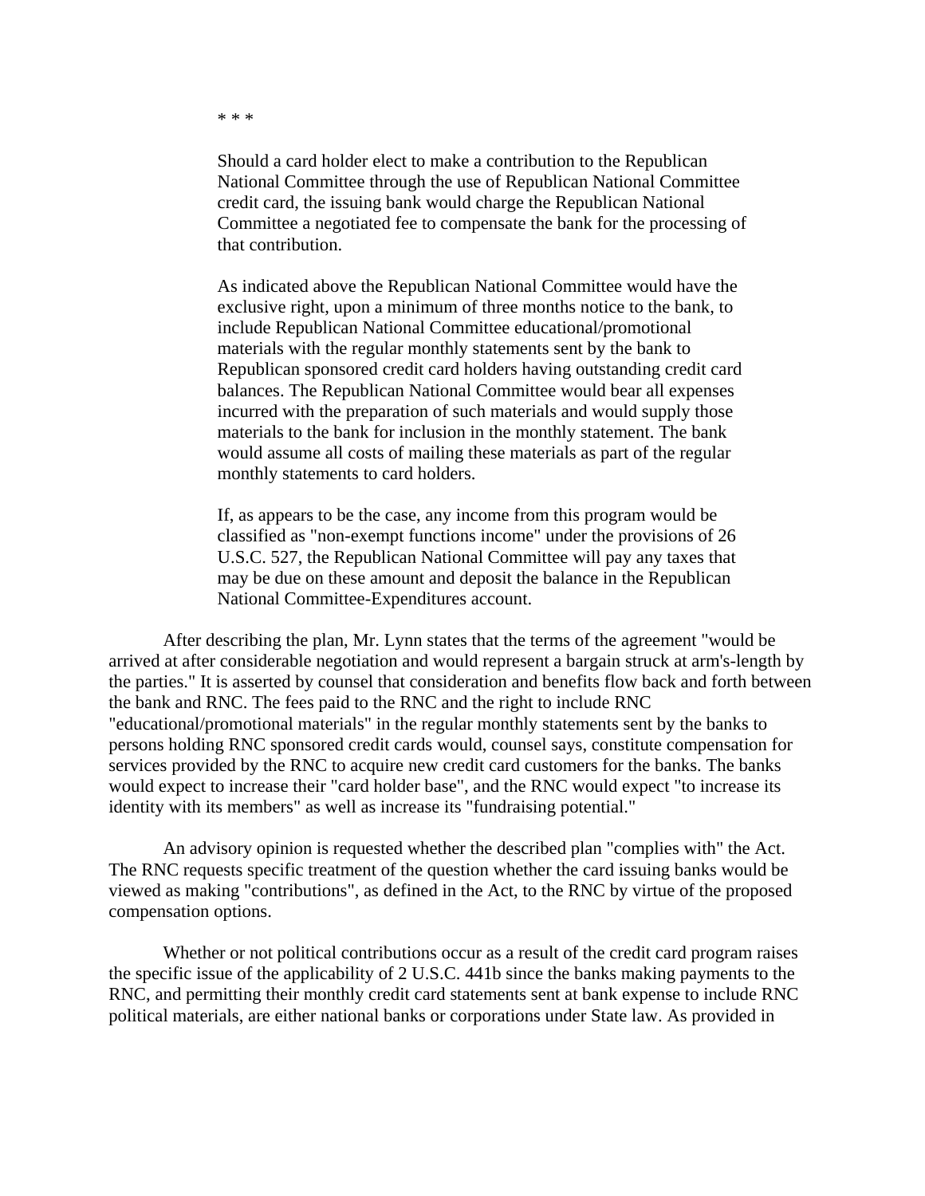* * *

> Should a card holder elect to make a contribution to the Republican National Committee through the use of Republican National Committee credit card, the issuing bank would charge the Republican National Committee a negotiated fee to compensate the bank for the processing of that contribution.
>
> As indicated above the Republican National Committee would have the exclusive right, upon a minimum of three months notice to the bank, to include Republican National Committee educational/promotional materials with the regular monthly statements sent by the bank to Republican sponsored credit card holders having outstanding credit card balances. The Republican National Committee would bear all expenses incurred with the preparation of such materials and would supply those materials to the bank for inclusion in the monthly statement. The bank would assume all costs of mailing these materials as part of the regular monthly statements to card holders.
>
> If, as appears to be the case, any income from this program would be classified as "non-exempt functions income" under the provisions of 26 U.S.C. 527, the Republican National Committee will pay any taxes that may be due on these amount and deposit the balance in the Republican National Committee-Expenditures account.

After describing the plan, Mr. Lynn states that the terms of the agreement "would be arrived at after considerable negotiation and would represent a bargain struck at arm's-length by the parties." It is asserted by counsel that consideration and benefits flow back and forth between the bank and RNC. The fees paid to the RNC and the right to include RNC "educational/promotional materials" in the regular monthly statements sent by the banks to persons holding RNC sponsored credit cards would, counsel says, constitute compensation for services provided by the RNC to acquire new credit card customers for the banks. The banks would expect to increase their "card holder base", and the RNC would expect "to increase its identity with its members" as well as increase its "fundraising potential."

An advisory opinion is requested whether the described plan "complies with" the Act. The RNC requests specific treatment of the question whether the card issuing banks would be viewed as making "contributions", as defined in the Act, to the RNC by virtue of the proposed compensation options.

Whether or not political contributions occur as a result of the credit card program raises the specific issue of the applicability of 2 U.S.C. 441b since the banks making payments to the RNC, and permitting their monthly credit card statements sent at bank expense to include RNC political materials, are either national banks or corporations under State law. As provided in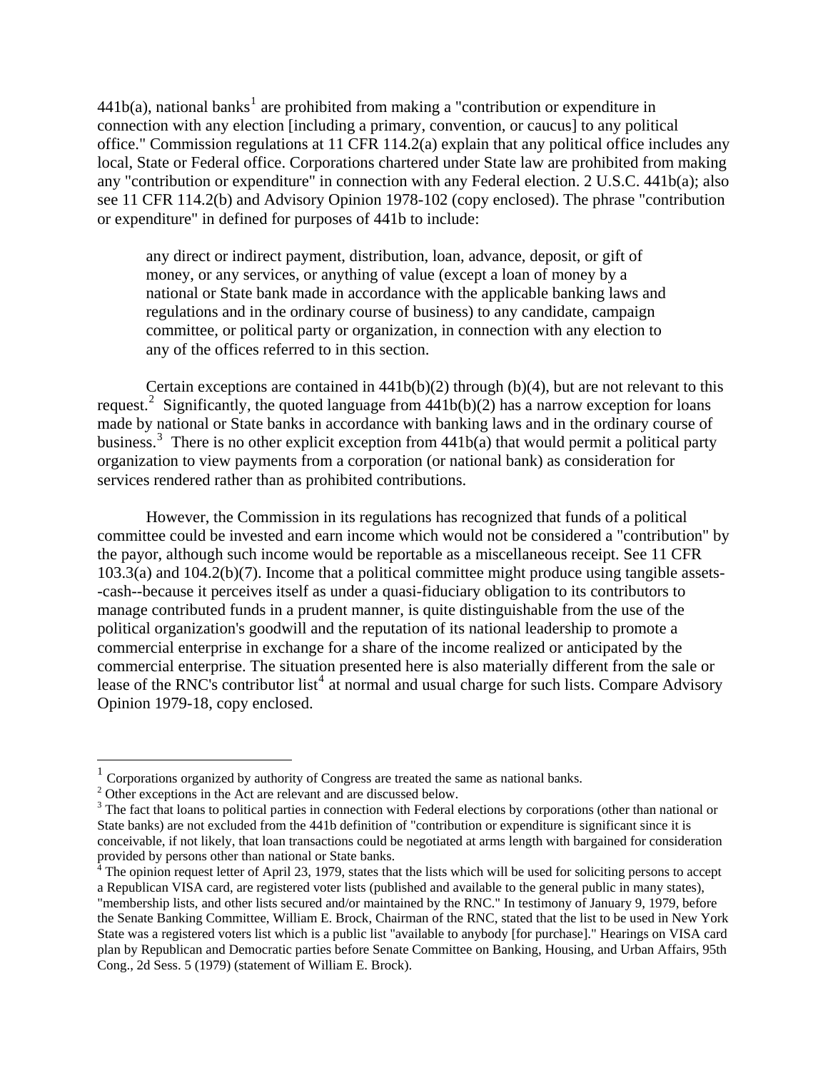441b(a), national banks[1] are prohibited from making a "contribution or expenditure in connection with any election [including a primary, convention, or caucus] to any political office." Commission regulations at 11 CFR 114.2(a) explain that any political office includes any local, State or Federal office. Corporations chartered under State law are prohibited from making any "contribution or expenditure" in connection with any Federal election. 2 U.S.C. 441b(a); also see 11 CFR 114.2(b) and Advisory Opinion 1978-102 (copy enclosed). The phrase "contribution or expenditure" in defined for purposes of 441b to include:

> any direct or indirect payment, distribution, loan, advance, deposit, or gift of money, or any services, or anything of value (except a loan of money by a national or State bank made in accordance with the applicable banking laws and regulations and in the ordinary course of business) to any candidate, campaign committee, or political party or organization, in connection with any election to any of the offices referred to in this section.

Certain exceptions are contained in 441b(b)(2) through (b)(4), but are not relevant to this request.[2] Significantly, the quoted language from 441b(b)(2) has a narrow exception for loans made by national or State banks in accordance with banking laws and in the ordinary course of business.[3] There is no other explicit exception from 441b(a) that would permit a political party organization to view payments from a corporation (or national bank) as consideration for services rendered rather than as prohibited contributions.

However, the Commission in its regulations has recognized that funds of a political committee could be invested and earn income which would not be considered a "contribution" by the payor, although such income would be reportable as a miscellaneous receipt. See 11 CFR 103.3(a) and 104.2(b)(7). Income that a political committee might produce using tangible assets--cash--because it perceives itself as under a quasi-fiduciary obligation to its contributors to manage contributed funds in a prudent manner, is quite distinguishable from the use of the political organization's goodwill and the reputation of its national leadership to promote a commercial enterprise in exchange for a share of the income realized or anticipated by the commercial enterprise. The situation presented here is also materially different from the sale or lease of the RNC's contributor list[4] at normal and usual charge for such lists. Compare Advisory Opinion 1979-18, copy enclosed.

---

[1] Corporations organized by authority of Congress are treated the same as national banks.

[2] Other exceptions in the Act are relevant and are discussed below.

[3] The fact that loans to political parties in connection with Federal elections by corporations (other than national or State banks) are not excluded from the 441b definition of "contribution or expenditure is significant since it is conceivable, if not likely, that loan transactions could be negotiated at arms length with bargained for consideration provided by persons other than national or State banks.

[4] The opinion request letter of April 23, 1979, states that the lists which will be used for soliciting persons to accept a Republican VISA card, are registered voter lists (published and available to the general public in many states), "membership lists, and other lists secured and/or maintained by the RNC." In testimony of January 9, 1979, before the Senate Banking Committee, William E. Brock, Chairman of the RNC, stated that the list to be used in New York State was a registered voters list which is a public list "available to anybody [for purchase]." Hearings on VISA card plan by Republican and Democratic parties before Senate Committee on Banking, Housing, and Urban Affairs, 95th Cong., 2d Sess. 5 (1979) (statement of William E. Brock).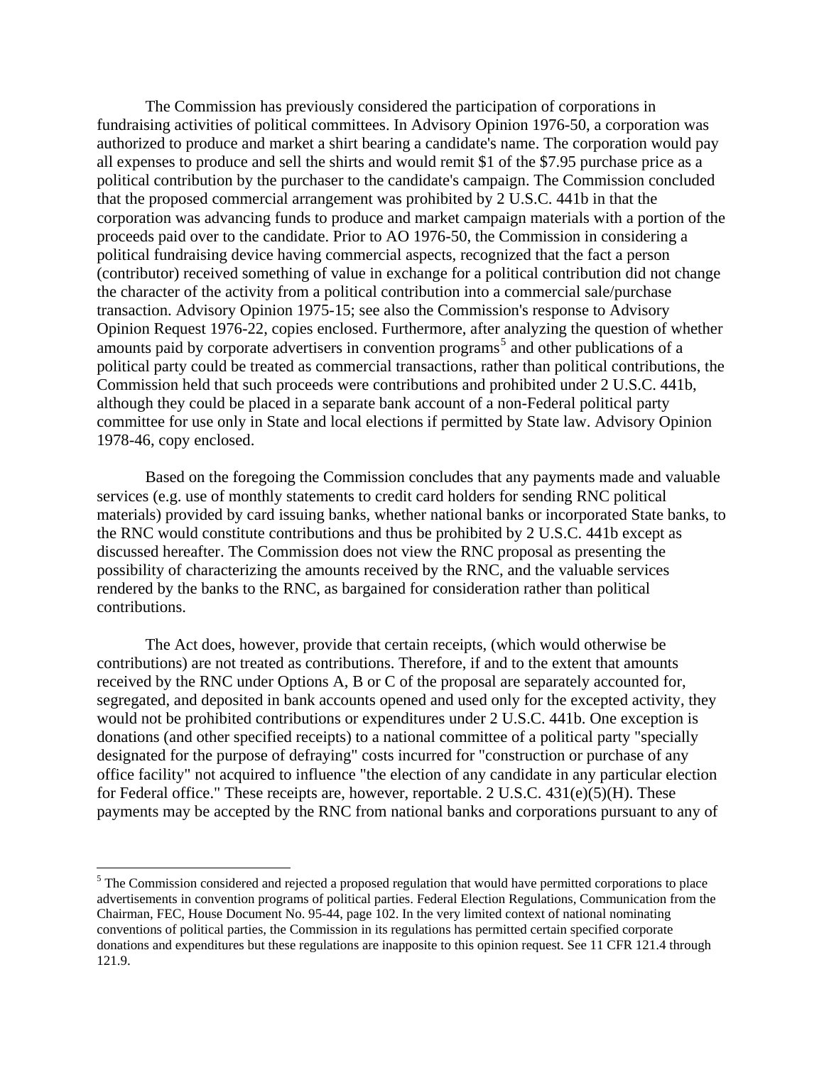The Commission has previously considered the participation of corporations in fundraising activities of political committees. In Advisory Opinion 1976-50, a corporation was authorized to produce and market a shirt bearing a candidate's name. The corporation would pay all expenses to produce and sell the shirts and would remit $1 of the $7.95 purchase price as a political contribution by the purchaser to the candidate's campaign. The Commission concluded that the proposed commercial arrangement was prohibited by 2 U.S.C. 441b in that the corporation was advancing funds to produce and market campaign materials with a portion of the proceeds paid over to the candidate. Prior to AO 1976-50, the Commission in considering a political fundraising device having commercial aspects, recognized that the fact a person (contributor) received something of value in exchange for a political contribution did not change the character of the activity from a political contribution into a commercial sale/purchase transaction. Advisory Opinion 1975-15; see also the Commission's response to Advisory Opinion Request 1976-22, copies enclosed. Furthermore, after analyzing the question of whether amounts paid by corporate advertisers in convention programs[5] and other publications of a political party could be treated as commercial transactions, rather than political contributions, the Commission held that such proceeds were contributions and prohibited under 2 U.S.C. 441b, although they could be placed in a separate bank account of a non-Federal political party committee for use only in State and local elections if permitted by State law. Advisory Opinion 1978-46, copy enclosed.

Based on the foregoing the Commission concludes that any payments made and valuable services (e.g. use of monthly statements to credit card holders for sending RNC political materials) provided by card issuing banks, whether national banks or incorporated State banks, to the RNC would constitute contributions and thus be prohibited by 2 U.S.C. 441b except as discussed hereafter. The Commission does not view the RNC proposal as presenting the possibility of characterizing the amounts received by the RNC, and the valuable services rendered by the banks to the RNC, as bargained for consideration rather than political contributions.

The Act does, however, provide that certain receipts, (which would otherwise be contributions) are not treated as contributions. Therefore, if and to the extent that amounts received by the RNC under Options A, B or C of the proposal are separately accounted for, segregated, and deposited in bank accounts opened and used only for the excepted activity, they would not be prohibited contributions or expenditures under 2 U.S.C. 441b. One exception is donations (and other specified receipts) to a national committee of a political party "specially designated for the purpose of defraying" costs incurred for "construction or purchase of any office facility" not acquired to influence "the election of any candidate in any particular election for Federal office." These receipts are, however, reportable. 2 U.S.C. 431(e)(5)(H). These payments may be accepted by the RNC from national banks and corporations pursuant to any of

[5] The Commission considered and rejected a proposed regulation that would have permitted corporations to place advertisements in convention programs of political parties. Federal Election Regulations, Communication from the Chairman, FEC, House Document No. 95-44, page 102. In the very limited context of national nominating conventions of political parties, the Commission in its regulations has permitted certain specified corporate donations and expenditures but these regulations are inapposite to this opinion request. See 11 CFR 121.4 through 121.9.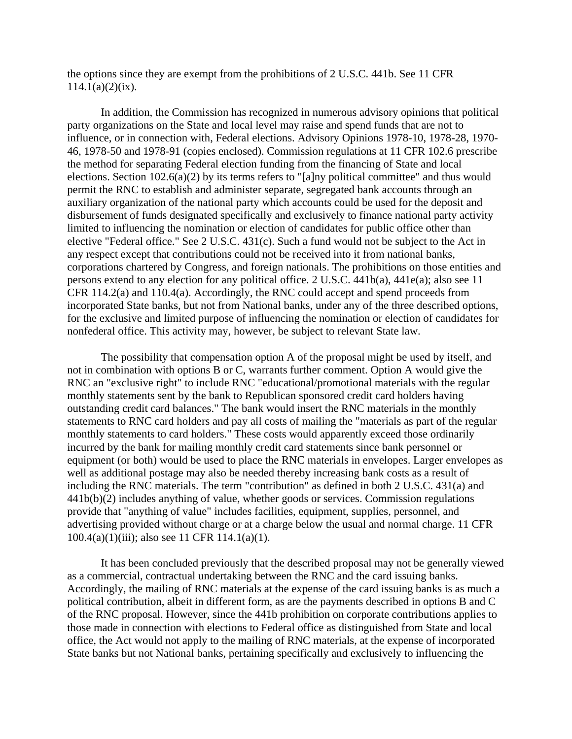the options since they are exempt from the prohibitions of 2 U.S.C. 441b. See 11 CFR 114.1(a)(2)(ix).

In addition, the Commission has recognized in numerous advisory opinions that political party organizations on the State and local level may raise and spend funds that are not to influence, or in connection with, Federal elections. Advisory Opinions 1978-10, 1978-28, 1970-46, 1978-50 and 1978-91 (copies enclosed). Commission regulations at 11 CFR 102.6 prescribe the method for separating Federal election funding from the financing of State and local elections. Section 102.6(a)(2) by its terms refers to "[a]ny political committee" and thus would permit the RNC to establish and administer separate, segregated bank accounts through an auxiliary organization of the national party which accounts could be used for the deposit and disbursement of funds designated specifically and exclusively to finance national party activity limited to influencing the nomination or election of candidates for public office other than elective "Federal office." See 2 U.S.C. 431(c). Such a fund would not be subject to the Act in any respect except that contributions could not be received into it from national banks, corporations chartered by Congress, and foreign nationals. The prohibitions on those entities and persons extend to any election for any political office. 2 U.S.C. 441b(a), 441e(a); also see 11 CFR 114.2(a) and 110.4(a). Accordingly, the RNC could accept and spend proceeds from incorporated State banks, but not from National banks, under any of the three described options, for the exclusive and limited purpose of influencing the nomination or election of candidates for nonfederal office. This activity may, however, be subject to relevant State law.

The possibility that compensation option A of the proposal might be used by itself, and not in combination with options B or C, warrants further comment. Option A would give the RNC an "exclusive right" to include RNC "educational/promotional materials with the regular monthly statements sent by the bank to Republican sponsored credit card holders having outstanding credit card balances." The bank would insert the RNC materials in the monthly statements to RNC card holders and pay all costs of mailing the "materials as part of the regular monthly statements to card holders." These costs would apparently exceed those ordinarily incurred by the bank for mailing monthly credit card statements since bank personnel or equipment (or both) would be used to place the RNC materials in envelopes. Larger envelopes as well as additional postage may also be needed thereby increasing bank costs as a result of including the RNC materials. The term "contribution" as defined in both 2 U.S.C. 431(a) and 441b(b)(2) includes anything of value, whether goods or services. Commission regulations provide that "anything of value" includes facilities, equipment, supplies, personnel, and advertising provided without charge or at a charge below the usual and normal charge. 11 CFR 100.4(a)(1)(iii); also see 11 CFR 114.1(a)(1).

It has been concluded previously that the described proposal may not be generally viewed as a commercial, contractual undertaking between the RNC and the card issuing banks. Accordingly, the mailing of RNC materials at the expense of the card issuing banks is as much a political contribution, albeit in different form, as are the payments described in options B and C of the RNC proposal. However, since the 441b prohibition on corporate contributions applies to those made in connection with elections to Federal office as distinguished from State and local office, the Act would not apply to the mailing of RNC materials, at the expense of incorporated State banks but not National banks, pertaining specifically and exclusively to influencing the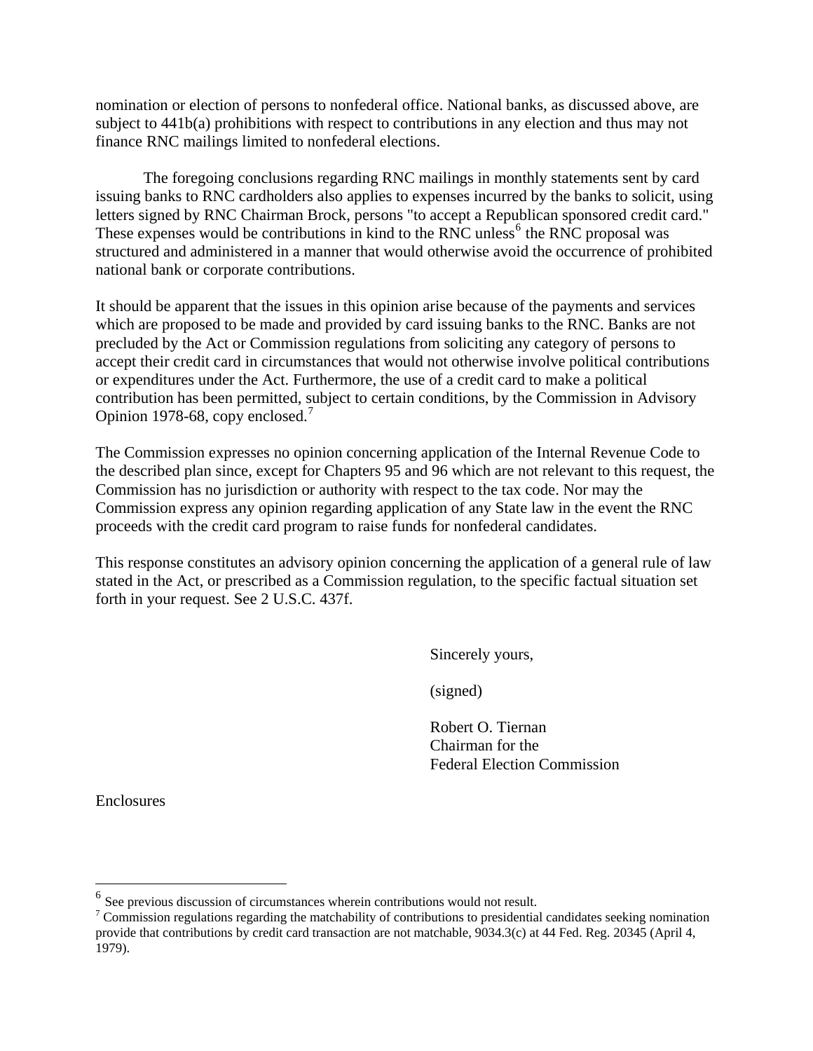nomination or election of persons to nonfederal office. National banks, as discussed above, are subject to 441b(a) prohibitions with respect to contributions in any election and thus may not finance RNC mailings limited to nonfederal elections.

The foregoing conclusions regarding RNC mailings in monthly statements sent by card issuing banks to RNC cardholders also applies to expenses incurred by the banks to solicit, using letters signed by RNC Chairman Brock, persons "to accept a Republican sponsored credit card." These expenses would be contributions in kind to the RNC unless[6] the RNC proposal was structured and administered in a manner that would otherwise avoid the occurrence of prohibited national bank or corporate contributions.

It should be apparent that the issues in this opinion arise because of the payments and services which are proposed to be made and provided by card issuing banks to the RNC. Banks are not precluded by the Act or Commission regulations from soliciting any category of persons to accept their credit card in circumstances that would not otherwise involve political contributions or expenditures under the Act. Furthermore, the use of a credit card to make a political contribution has been permitted, subject to certain conditions, by the Commission in Advisory Opinion 1978-68, copy enclosed.[7]

The Commission expresses no opinion concerning application of the Internal Revenue Code to the described plan since, except for Chapters 95 and 96 which are not relevant to this request, the Commission has no jurisdiction or authority with respect to the tax code. Nor may the Commission express any opinion regarding application of any State law in the event the RNC proceeds with the credit card program to raise funds for nonfederal candidates.

This response constitutes an advisory opinion concerning the application of a general rule of law stated in the Act, or prescribed as a Commission regulation, to the specific factual situation set forth in your request. See 2 U.S.C. 437f.

Sincerely yours,

(signed)

Robert O. Tiernan
Chairman for the
Federal Election Commission

Enclosures

---

[6] See previous discussion of circumstances wherein contributions would not result.

[7] Commission regulations regarding the matchability of contributions to presidential candidates seeking nomination provide that contributions by credit card transaction are not matchable, 9034.3(c) at 44 Fed. Reg. 20345 (April 4, 1979).